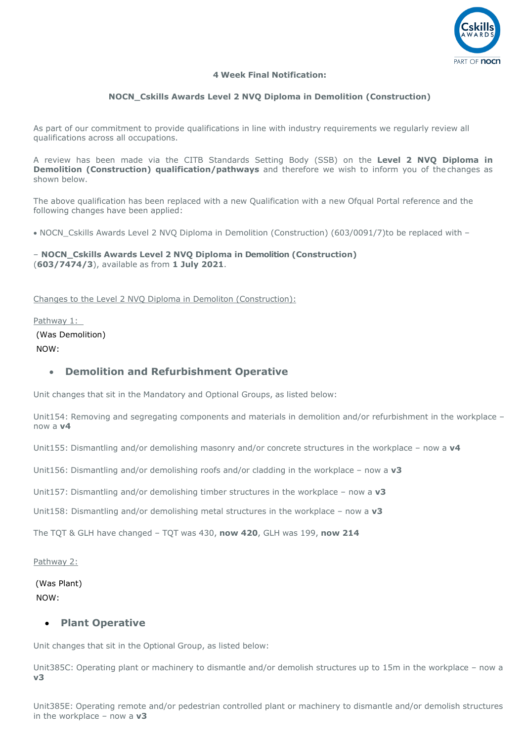**4 Week Final Notification:**

**NOCN_Cskills Awards Level 2 NVQ Diploma in Demolition (Construction)**

As part of our commitment to provide qualifications in line with industry requirements we regularly review all qualifications across all occupations.

A review has been made via the CITB Standards Setting Body (SSB) on the **Level 2 NVQ Diploma in Demolition (Construction) qualification/pathways** and therefore we wish to inform you of the changes as shown below.

The above qualification has been replaced with a new Qualification with a new Ofqual Portal reference and the following changes have been applied:

- NOCN_Cskills Awards Level 2 NVQ Diploma in Demolition (Construction) (603/0091/7)to be replaced with –

– **NOCN_Cskills Awards Level 2 NVQ Diploma in Demolition (Construction)** (**603/7474/3**), available as from **1 July 2021**.

Changes to the Level 2 NVQ Diploma in Demoliton (Construction):

Pathway 1:

(Was Demolition)

NOW:

- ### Demolition and Refurbishment Operative

Unit changes that sit in the Mandatory and Optional Groups, as listed below:

Unit154: Removing and segregating components and materials in demolition and/or refurbishment in the workplace – now a **v4**

Unit155: Dismantling and/or demolishing masonry and/or concrete structures in the workplace – now a **v4**

Unit156: Dismantling and/or demolishing roofs and/or cladding in the workplace – now a **v3**

Unit157: Dismantling and/or demolishing timber structures in the workplace – now a **v3**

Unit158: Dismantling and/or demolishing metal structures in the workplace – now a **v3**

The TQT & GLH have changed – TQT was 430, **now 420**, GLH was 199, **now 214**

Pathway 2:

(Was Plant)

NOW:

- ### Plant Operative

Unit changes that sit in the Optional Group, as listed below:

Unit385C: Operating plant or machinery to dismantle and/or demolish structures up to 15m in the workplace – now a **v3**

Unit385E: Operating remote and/or pedestrian controlled plant or machinery to dismantle and/or demolish structures in the workplace – now a **v3**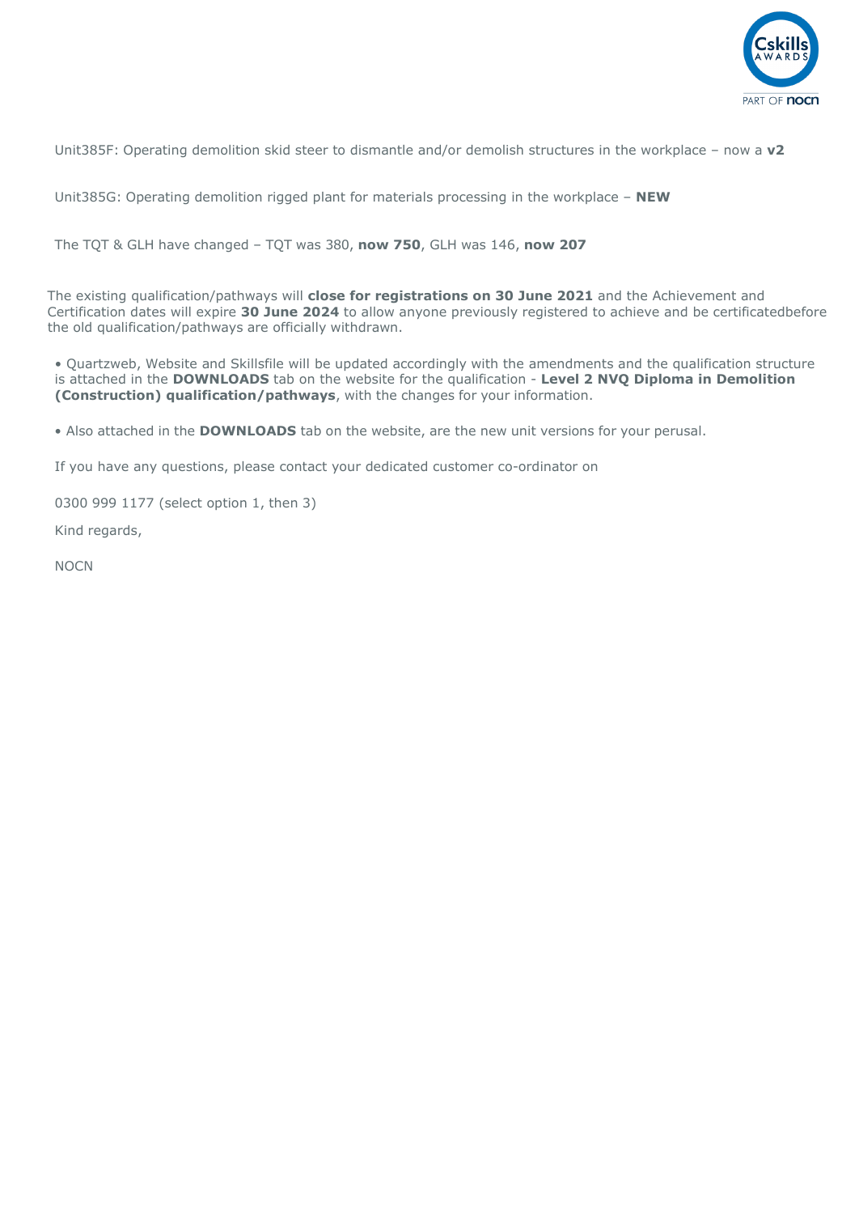Unit385F: Operating demolition skid steer to dismantle and/or demolish structures in the workplace – now a **v2**

Unit385G: Operating demolition rigged plant for materials processing in the workplace – **NEW**

The TQT & GLH have changed – TQT was 380, **now 750**, GLH was 146, **now 207**

The existing qualification/pathways will **close for registrations on 30 June 2021** and the Achievement and Certification dates will expire **30 June 2024** to allow anyone previously registered to achieve and be certificatedbefore the old qualification/pathways are officially withdrawn.

• Quartzweb, Website and Skillsfile will be updated accordingly with the amendments and the qualification structure is attached in the **DOWNLOADS** tab on the website for the qualification - **Level 2 NVQ Diploma in Demolition (Construction) qualification/pathways**, with the changes for your information.

• Also attached in the **DOWNLOADS** tab on the website, are the new unit versions for your perusal.

If you have any questions, please contact your dedicated customer co-ordinator on

0300 999 1177 (select option 1, then 3)

Kind regards,

NOCN